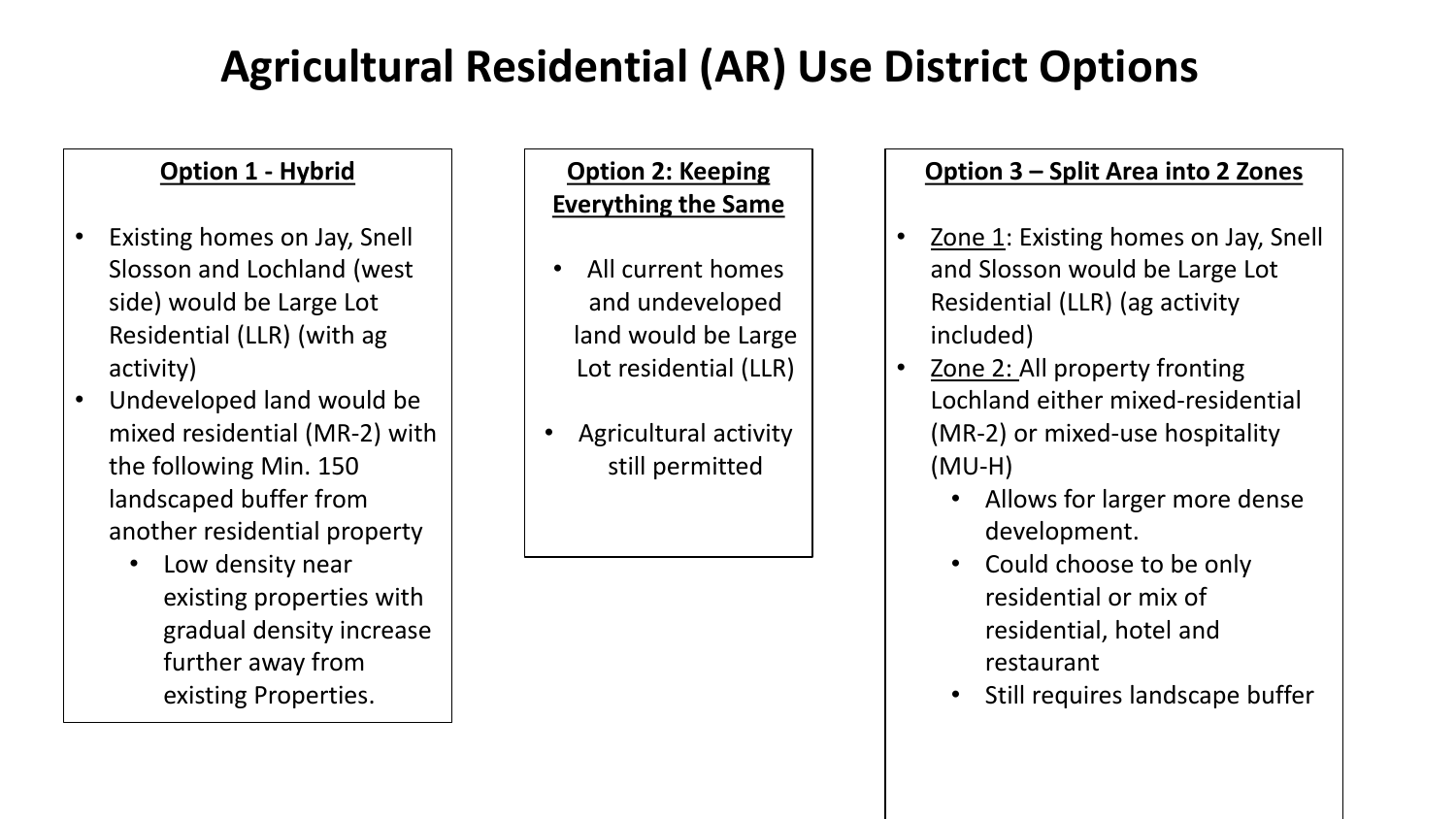# Agricultural Residential (AR) Use District Options

## Option 1 - Hybrid

- Existing homes on Jay, Snell Slosson and Lochland (west side) would be Large Lot Residential (LLR) (with ag activity)
- Undeveloped land would be mixed residential (MR-2) with the following Min. 150 landscaped buffer from another residential property
  - Low density near existing properties with gradual density increase further away from existing Properties.

## Option 2: Keeping Everything the Same

- All current homes and undeveloped land would be Large Lot residential (LLR)
- Agricultural activity still permitted

## Option 3 – Split Area into 2 Zones

- Zone 1: Existing homes on Jay, Snell and Slosson would be Large Lot Residential (LLR) (ag activity included)
- Zone 2: All property fronting Lochland either mixed-residential (MR-2) or mixed-use hospitality (MU-H)
  - Allows for larger more dense development.
  - Could choose to be only residential or mix of residential, hotel and restaurant
  - Still requires landscape buffer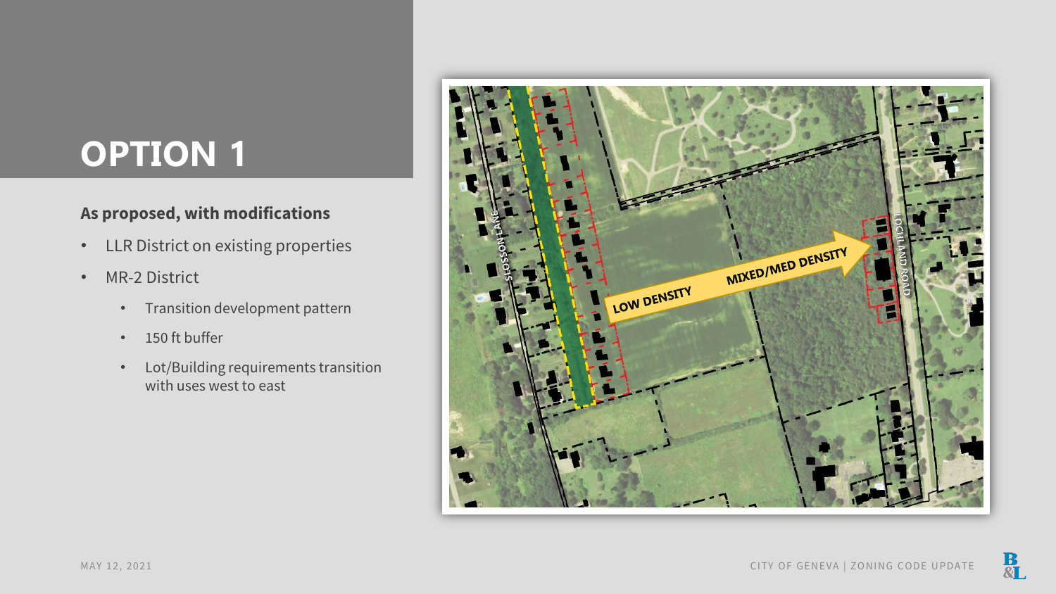# OPTION 1

**As proposed, with modifications**

- LLR District on existing properties
- MR-2 District
  - Transition development pattern
  - 150 ft buffer
  - Lot/Building requirements transition with uses west to east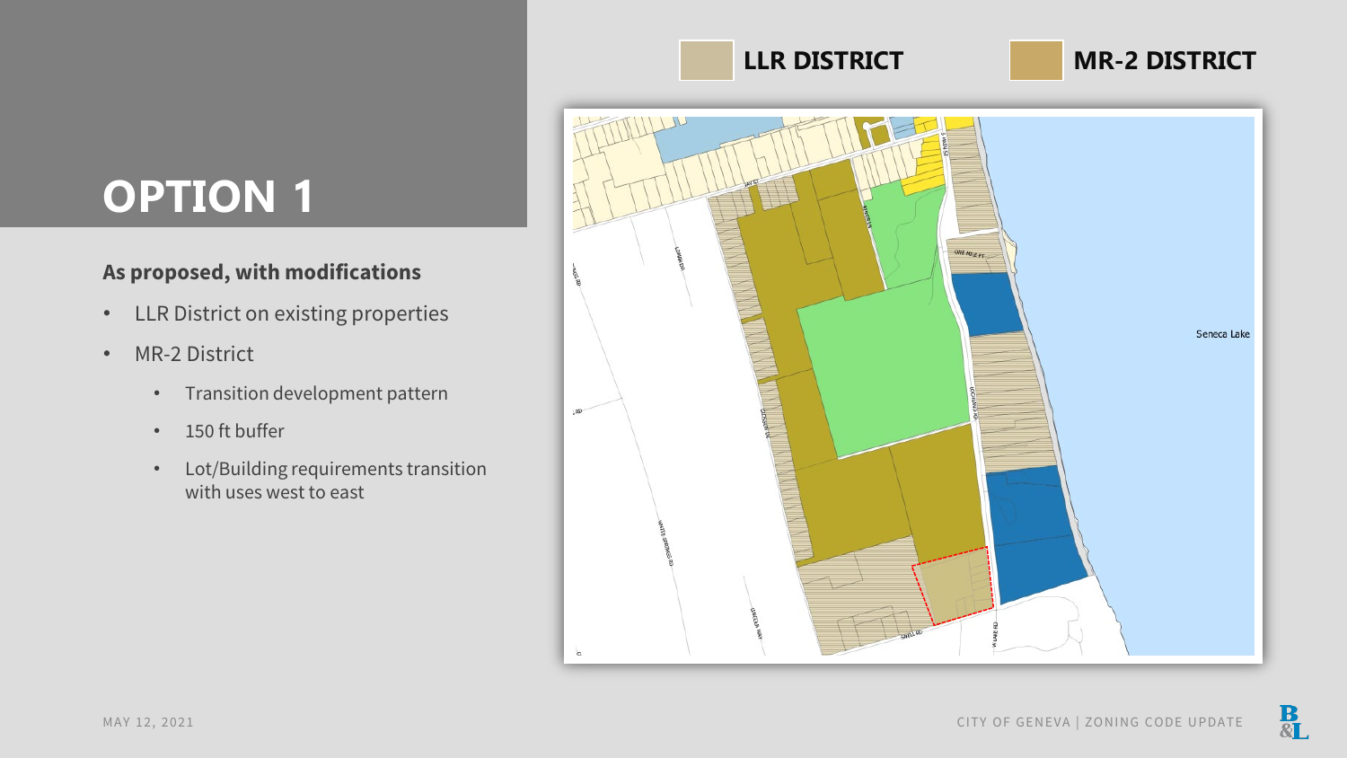# OPTION 1

**As proposed, with modifications**

- LLR District on existing properties
- MR-2 District
  - Transition development pattern
  - 150 ft buffer
  - Lot/Building requirements transition with uses west to east

LLR DISTRICT

MR-2 DISTRICT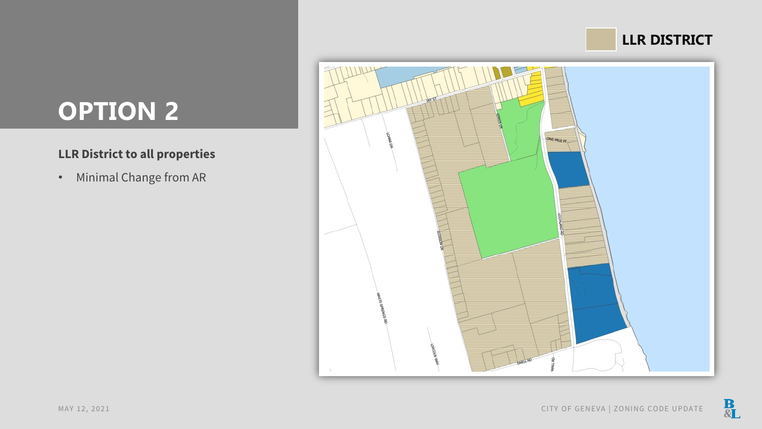# OPTION 2

**LLR District to all properties**

- Minimal Change from AR

LLR DISTRICT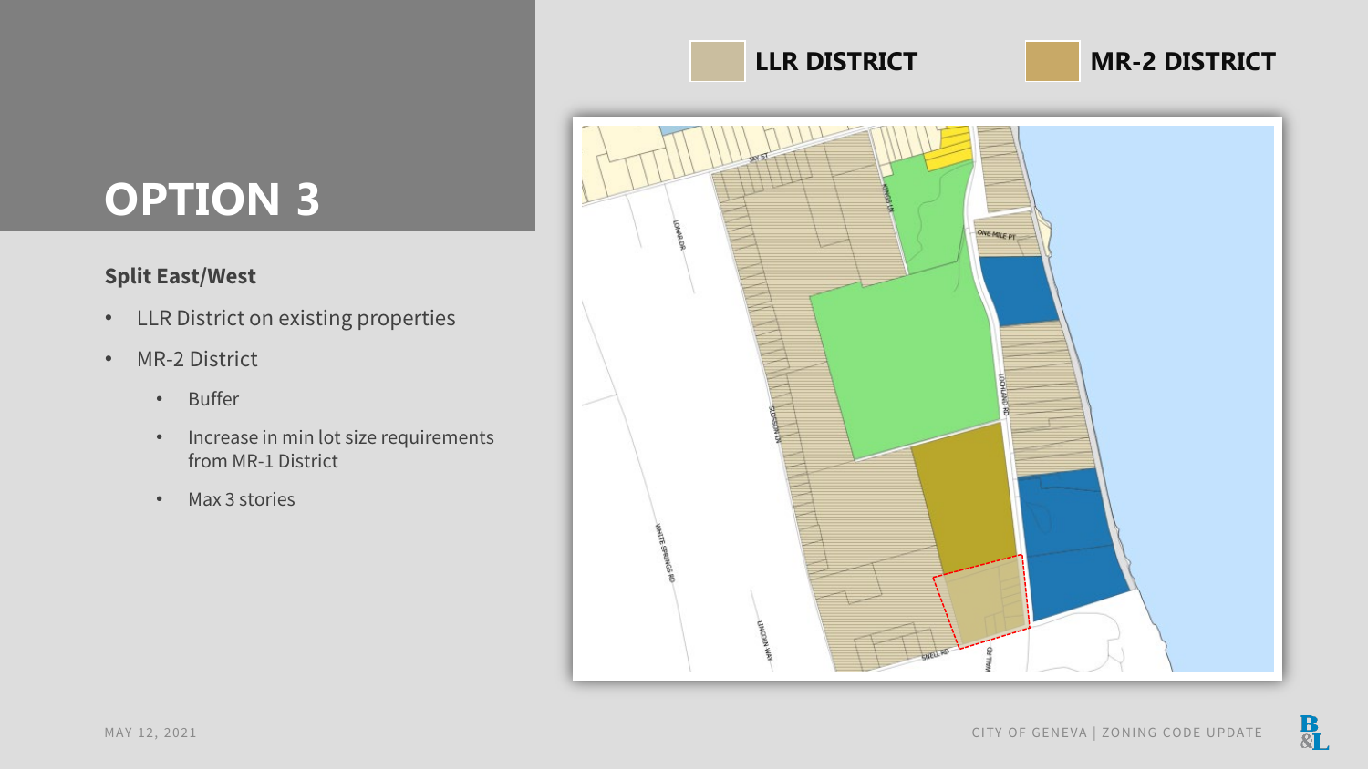# OPTION 3

**Split East/West**

- LLR District on existing properties
- MR-2 District
  - Buffer
  - Increase in min lot size requirements from MR-1 District
  - Max 3 stories

LLR DISTRICT

MR-2 DISTRICT

SKY ST
LOMAR DR
KENYON LN
ONE MILE PT
LOCHLAND RD
BLOSSOM LN
WHITE SPRINGS RD
LINCOLN WAY
SNELL RD

MAY 12, 2021

CITY OF GENEVA | ZONING CODE UPDATE